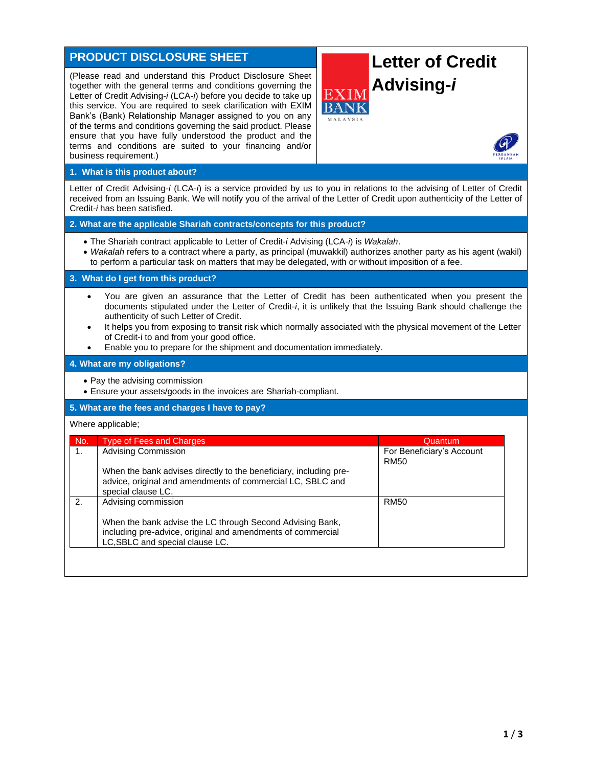# PRODUCT DISCLOSURE SHEET

(Please read and understand this Product Disclosure Sheet together with the general terms and conditions governing the Letter of Credit Advising-*i* (LCA-*i*) before you decide to take up this service. You are required to seek clarification with EXIM Bank's (Bank) Relationship Manager assigned to you on any of the terms and conditions governing the said product. Please ensure that you have fully understood the product and the terms and conditions are suited to your financing and/or business requirement.)

# Letter of Credit Advising-*i*

EXIM BANK MALAYSIA

PERDANAKAN ISLAM

## 1. What is this product about?

Letter of Credit Advising-*i* (LCA-*i*) is a service provided by us to you in relations to the advising of Letter of Credit received from an Issuing Bank. We will notify you of the arrival of the Letter of Credit upon authenticity of the Letter of Credit-*i* has been satisfied.

## 2. What are the applicable Shariah contracts/concepts for this product?

- The Shariah contract applicable to Letter of Credit-*i* Advising (LCA-*i*) is *Wakalah*.
- *Wakalah* refers to a contract where a party, as principal (muwakkil) authorizes another party as his agent (wakil) to perform a particular task on matters that may be delegated, with or without imposition of a fee.

## 3. What do I get from this product?

- You are given an assurance that the Letter of Credit has been authenticated when you present the documents stipulated under the Letter of Credit-*i*, it is unlikely that the Issuing Bank should challenge the authenticity of such Letter of Credit.
- It helps you from exposing to transit risk which normally associated with the physical movement of the Letter of Credit-i to and from your good office.
- Enable you to prepare for the shipment and documentation immediately.

## 4. What are my obligations?

- Pay the advising commission
- Ensure your assets/goods in the invoices are Shariah-compliant.

## 5. What are the fees and charges I have to pay?

Where applicable;

| No. | Type of Fees and Charges | Quantum |
|---|---|---|
| 1. | Advising Commission<br><br>When the bank advises directly to the beneficiary, including pre-advice, original and amendments of commercial LC, SBLC and special clause LC. | For Beneficiary's Account<br>RM50 |
| 2. | Advising commission<br><br>When the bank advise the LC through Second Advising Bank, including pre-advice, original and amendments of commercial LC,SBLC and special clause LC. | RM50 |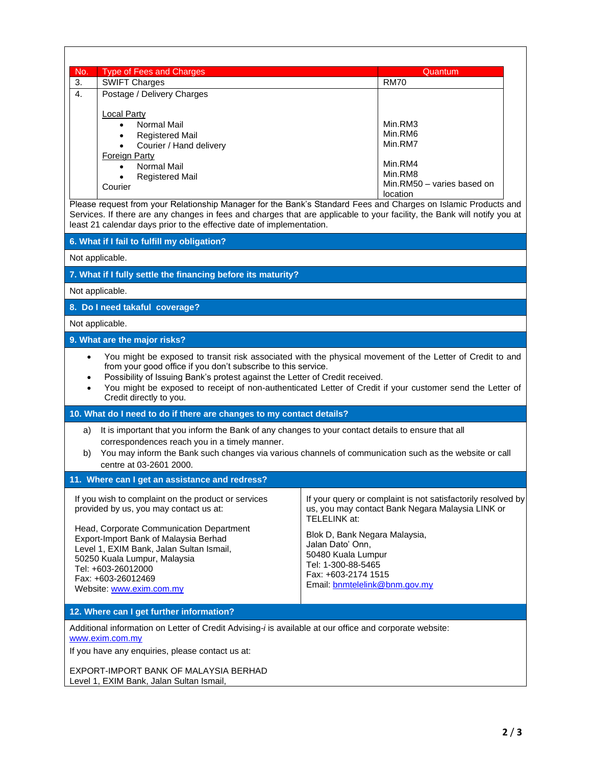| No. | Type of Fees and Charges | Quantum |
|---|---|---|
| 3. | SWIFT Charges | RM70 |
| 4. | Postage / Delivery Charges<br><br>Local Party<br>• Normal Mail<br>• Registered Mail<br>• Courier / Hand delivery<br>Foreign Party<br>• Normal Mail<br>• Registered Mail<br>Courier | <br><br><br>Min.RM3<br>Min.RM6<br>Min.RM7<br><br>Min.RM4<br>Min.RM8<br>Min.RM50 – varies based on location |

Please request from your Relationship Manager for the Bank's Standard Fees and Charges on Islamic Products and Services. If there are any changes in fees and charges that are applicable to your facility, the Bank will notify you at least 21 calendar days prior to the effective date of implementation.

## 6. What if I fail to fulfill my obligation?

Not applicable.

## 7. What if I fully settle the financing before its maturity?

Not applicable.

## 8. Do I need takaful coverage?

Not applicable.

## 9. What are the major risks?

- You might be exposed to transit risk associated with the physical movement of the Letter of Credit to and from your good office if you don't subscribe to this service.
- Possibility of Issuing Bank's protest against the Letter of Credit received.
- You might be exposed to receipt of non-authenticated Letter of Credit if your customer send the Letter of Credit directly to you.

## 10. What do I need to do if there are changes to my contact details?

a) It is important that you inform the Bank of any changes to your contact details to ensure that all correspondences reach you in a timely manner.

b) You may inform the Bank such changes via various channels of communication such as the website or call centre at 03-2601 2000.

## 11. Where can I get an assistance and redress?

If you wish to complaint on the product or services provided by us, you may contact us at:

Head, Corporate Communication Department
Export-Import Bank of Malaysia Berhad
Level 1, EXIM Bank, Jalan Sultan Ismail,
50250 Kuala Lumpur, Malaysia
Tel: +603-26012000
Fax: +603-26012469
Website: www.exim.com.my

If your query or complaint is not satisfactorily resolved by us, you may contact Bank Negara Malaysia LINK or TELELINK at:

Blok D, Bank Negara Malaysia,
Jalan Dato' Onn,
50480 Kuala Lumpur
Tel: 1-300-88-5465
Fax: +603-2174 1515
Email: bnmtelelink@bnm.gov.my

## 12. Where can I get further information?

Additional information on Letter of Credit Advising-*i* is available at our office and corporate website: www.exim.com.my

If you have any enquiries, please contact us at:

EXPORT-IMPORT BANK OF MALAYSIA BERHAD
Level 1, EXIM Bank, Jalan Sultan Ismail,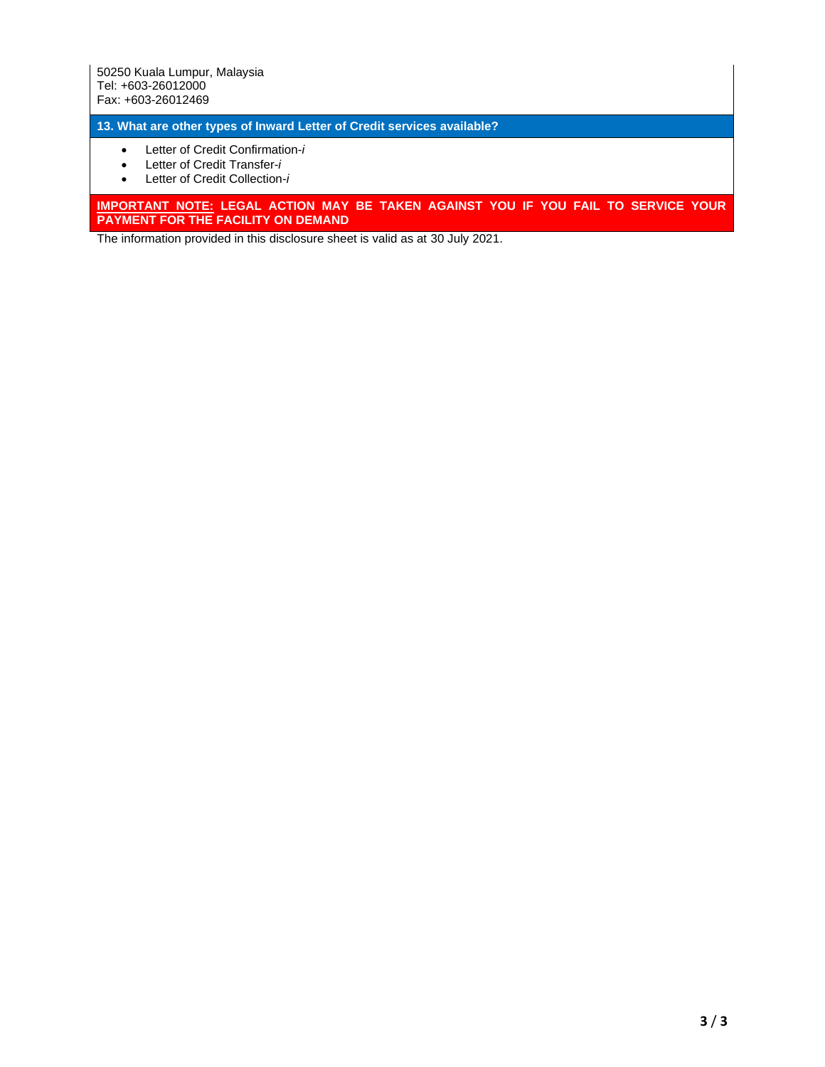50250 Kuala Lumpur, Malaysia
Tel: +603-26012000
Fax: +603-26012469

## 13. What are other types of Inward Letter of Credit services available?

- Letter of Credit Confirmation-*i*
- Letter of Credit Transfer-*i*
- Letter of Credit Collection-*i*

**IMPORTANT NOTE: LEGAL ACTION MAY BE TAKEN AGAINST YOU IF YOU FAIL TO SERVICE YOUR PAYMENT FOR THE FACILITY ON DEMAND**

The information provided in this disclosure sheet is valid as at 30 July 2021.